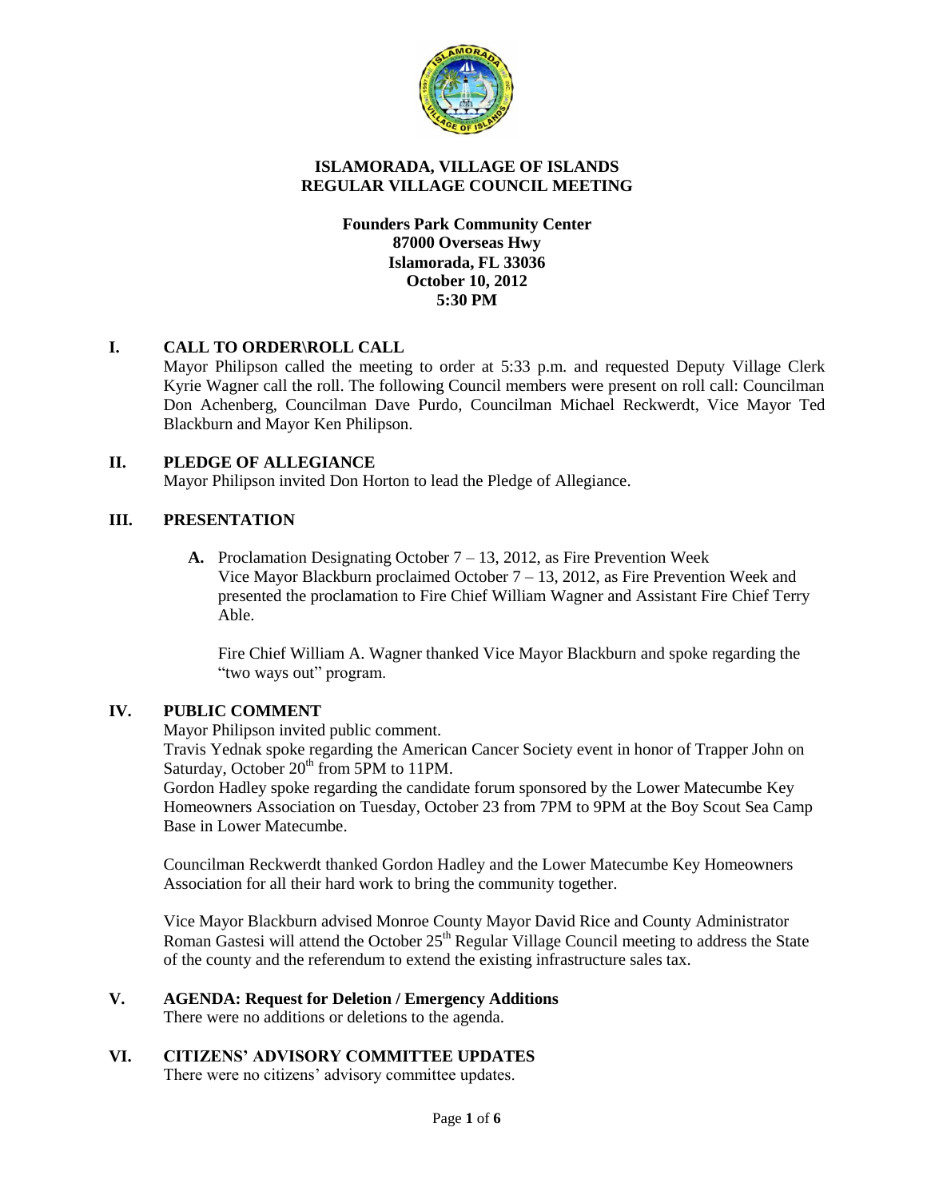# ISLAMORADA, VILLAGE OF ISLANDS
## REGULAR VILLAGE COUNCIL MEETING

**Founders Park Community Center**
**87000 Overseas Hwy**
**Islamorada, FL 33036**
**October 10, 2012**
**5:30 PM**

## I. CALL TO ORDER\ROLL CALL

Mayor Philipson called the meeting to order at 5:33 p.m. and requested Deputy Village Clerk Kyrie Wagner call the roll. The following Council members were present on roll call: Councilman Don Achenberg, Councilman Dave Purdo, Councilman Michael Reckwerdt, Vice Mayor Ted Blackburn and Mayor Ken Philipson.

## II. PLEDGE OF ALLEGIANCE

Mayor Philipson invited Don Horton to lead the Pledge of Allegiance.

## III. PRESENTATION

**A.** Proclamation Designating October 7 – 13, 2012, as Fire Prevention Week
Vice Mayor Blackburn proclaimed October 7 – 13, 2012, as Fire Prevention Week and presented the proclamation to Fire Chief William Wagner and Assistant Fire Chief Terry Able.

Fire Chief William A. Wagner thanked Vice Mayor Blackburn and spoke regarding the "two ways out" program.

## IV. PUBLIC COMMENT

Mayor Philipson invited public comment.
Travis Yednak spoke regarding the American Cancer Society event in honor of Trapper John on Saturday, October 20th from 5PM to 11PM.
Gordon Hadley spoke regarding the candidate forum sponsored by the Lower Matecumbe Key Homeowners Association on Tuesday, October 23 from 7PM to 9PM at the Boy Scout Sea Camp Base in Lower Matecumbe.

Councilman Reckwerdt thanked Gordon Hadley and the Lower Matecumbe Key Homeowners Association for all their hard work to bring the community together.

Vice Mayor Blackburn advised Monroe County Mayor David Rice and County Administrator Roman Gastesi will attend the October 25th Regular Village Council meeting to address the State of the county and the referendum to extend the existing infrastructure sales tax.

## V. AGENDA: Request for Deletion / Emergency Additions

There were no additions or deletions to the agenda.

## VI. CITIZENS' ADVISORY COMMITTEE UPDATES

There were no citizens' advisory committee updates.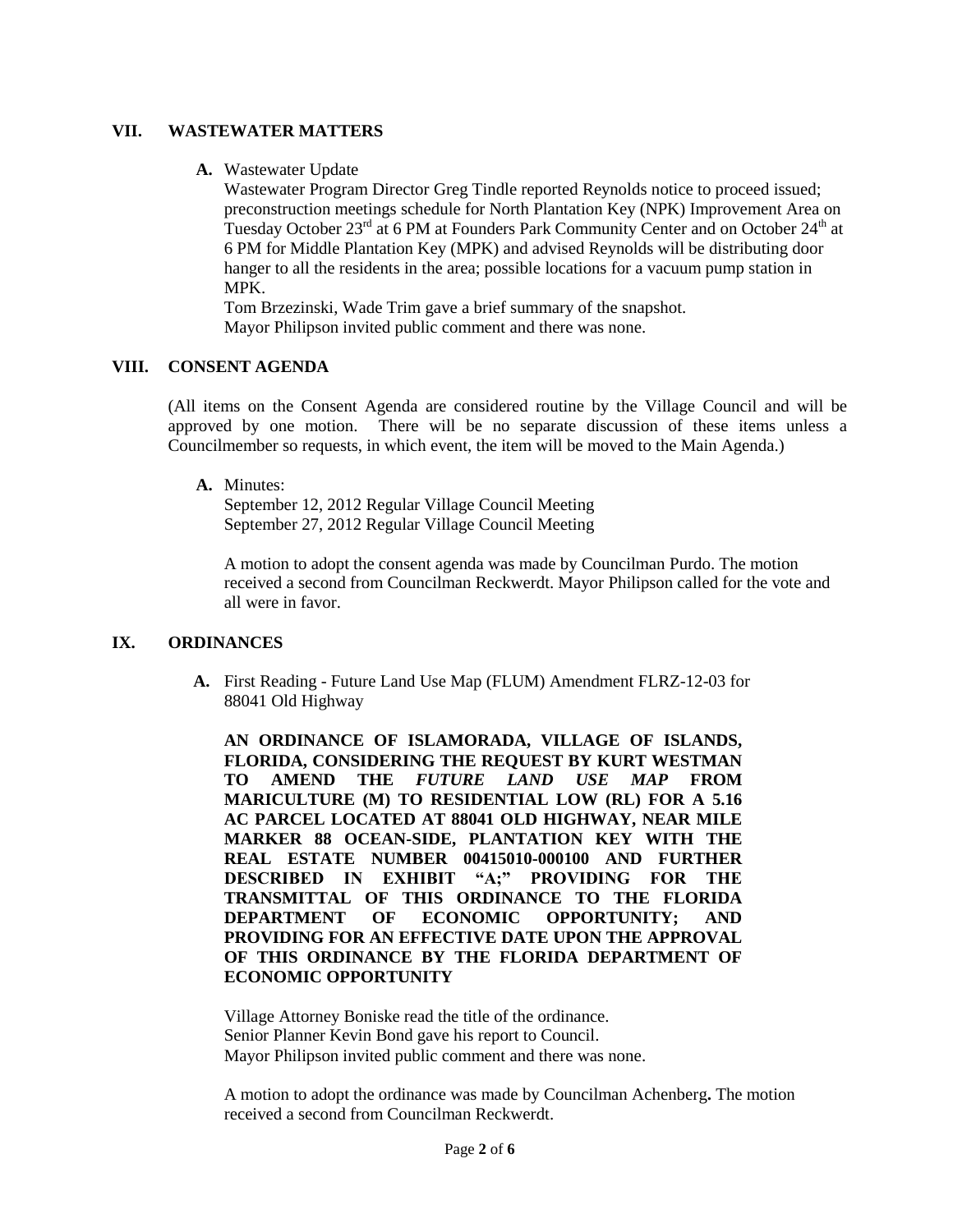## VII. WASTEWATER MATTERS

**A.** Wastewater Update

Wastewater Program Director Greg Tindle reported Reynolds notice to proceed issued; preconstruction meetings schedule for North Plantation Key (NPK) Improvement Area on Tuesday October 23rd at 6 PM at Founders Park Community Center and on October 24th at 6 PM for Middle Plantation Key (MPK) and advised Reynolds will be distributing door hanger to all the residents in the area; possible locations for a vacuum pump station in MPK.

Tom Brzezinski, Wade Trim gave a brief summary of the snapshot.

Mayor Philipson invited public comment and there was none.

## VIII. CONSENT AGENDA

(All items on the Consent Agenda are considered routine by the Village Council and will be approved by one motion. There will be no separate discussion of these items unless a Councilmember so requests, in which event, the item will be moved to the Main Agenda.)

**A.** Minutes:

September 12, 2012 Regular Village Council Meeting
September 27, 2012 Regular Village Council Meeting

A motion to adopt the consent agenda was made by Councilman Purdo. The motion received a second from Councilman Reckwerdt. Mayor Philipson called for the vote and all were in favor.

## IX. ORDINANCES

**A.** First Reading - Future Land Use Map (FLUM) Amendment FLRZ-12-03 for 88041 Old Highway

**AN ORDINANCE OF ISLAMORADA, VILLAGE OF ISLANDS, FLORIDA, CONSIDERING THE REQUEST BY KURT WESTMAN TO AMEND THE *FUTURE LAND USE MAP* FROM MARICULTURE (M) TO RESIDENTIAL LOW (RL) FOR A 5.16 AC PARCEL LOCATED AT 88041 OLD HIGHWAY, NEAR MILE MARKER 88 OCEAN-SIDE, PLANTATION KEY WITH THE REAL ESTATE NUMBER 00415010-000100 AND FURTHER DESCRIBED IN EXHIBIT "A;" PROVIDING FOR THE TRANSMITTAL OF THIS ORDINANCE TO THE FLORIDA DEPARTMENT OF ECONOMIC OPPORTUNITY; AND PROVIDING FOR AN EFFECTIVE DATE UPON THE APPROVAL OF THIS ORDINANCE BY THE FLORIDA DEPARTMENT OF ECONOMIC OPPORTUNITY**

Village Attorney Boniske read the title of the ordinance.
Senior Planner Kevin Bond gave his report to Council.
Mayor Philipson invited public comment and there was none.

A motion to adopt the ordinance was made by Councilman Achenberg**.** The motion received a second from Councilman Reckwerdt.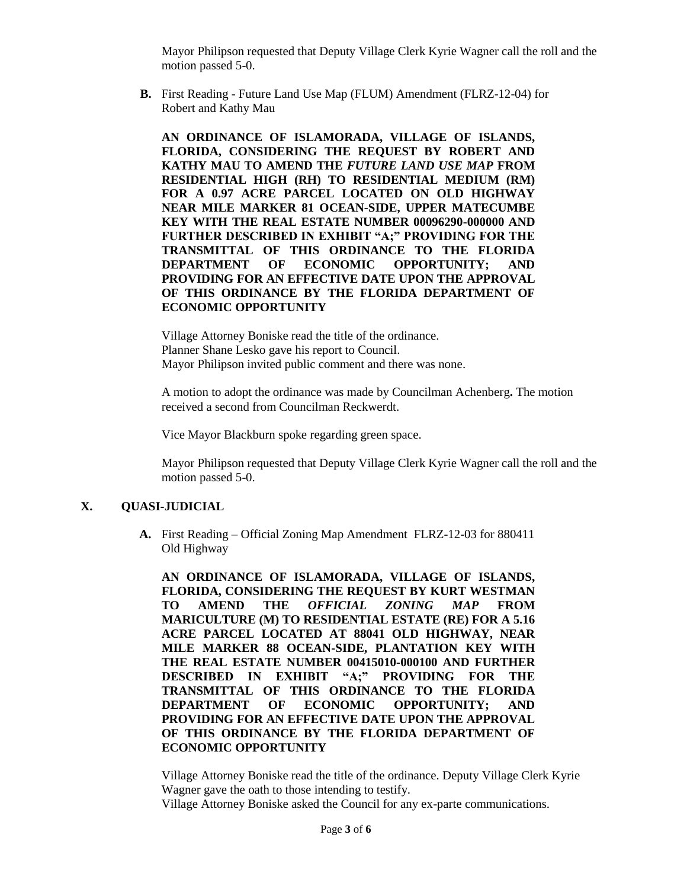Mayor Philipson requested that Deputy Village Clerk Kyrie Wagner call the roll and the motion passed 5-0.

**B.** First Reading - Future Land Use Map (FLUM) Amendment (FLRZ-12-04) for Robert and Kathy Mau

**AN ORDINANCE OF ISLAMORADA, VILLAGE OF ISLANDS, FLORIDA, CONSIDERING THE REQUEST BY ROBERT AND KATHY MAU TO AMEND THE *FUTURE LAND USE MAP* FROM RESIDENTIAL HIGH (RH) TO RESIDENTIAL MEDIUM (RM) FOR A 0.97 ACRE PARCEL LOCATED ON OLD HIGHWAY NEAR MILE MARKER 81 OCEAN-SIDE, UPPER MATECUMBE KEY WITH THE REAL ESTATE NUMBER 00096290-000000 AND FURTHER DESCRIBED IN EXHIBIT "A;" PROVIDING FOR THE TRANSMITTAL OF THIS ORDINANCE TO THE FLORIDA DEPARTMENT OF ECONOMIC OPPORTUNITY; AND PROVIDING FOR AN EFFECTIVE DATE UPON THE APPROVAL OF THIS ORDINANCE BY THE FLORIDA DEPARTMENT OF ECONOMIC OPPORTUNITY**

Village Attorney Boniske read the title of the ordinance.
Planner Shane Lesko gave his report to Council.
Mayor Philipson invited public comment and there was none.

A motion to adopt the ordinance was made by Councilman Achenberg**.** The motion received a second from Councilman Reckwerdt.

Vice Mayor Blackburn spoke regarding green space.

Mayor Philipson requested that Deputy Village Clerk Kyrie Wagner call the roll and the motion passed 5-0.

## X. QUASI-JUDICIAL

**A.** First Reading – Official Zoning Map Amendment FLRZ-12-03 for 880411 Old Highway

**AN ORDINANCE OF ISLAMORADA, VILLAGE OF ISLANDS, FLORIDA, CONSIDERING THE REQUEST BY KURT WESTMAN TO AMEND THE *OFFICIAL ZONING MAP* FROM MARICULTURE (M) TO RESIDENTIAL ESTATE (RE) FOR A 5.16 ACRE PARCEL LOCATED AT 88041 OLD HIGHWAY, NEAR MILE MARKER 88 OCEAN-SIDE, PLANTATION KEY WITH THE REAL ESTATE NUMBER 00415010-000100 AND FURTHER DESCRIBED IN EXHIBIT "A;" PROVIDING FOR THE TRANSMITTAL OF THIS ORDINANCE TO THE FLORIDA DEPARTMENT OF ECONOMIC OPPORTUNITY; AND PROVIDING FOR AN EFFECTIVE DATE UPON THE APPROVAL OF THIS ORDINANCE BY THE FLORIDA DEPARTMENT OF ECONOMIC OPPORTUNITY**

Village Attorney Boniske read the title of the ordinance. Deputy Village Clerk Kyrie Wagner gave the oath to those intending to testify.
Village Attorney Boniske asked the Council for any ex-parte communications.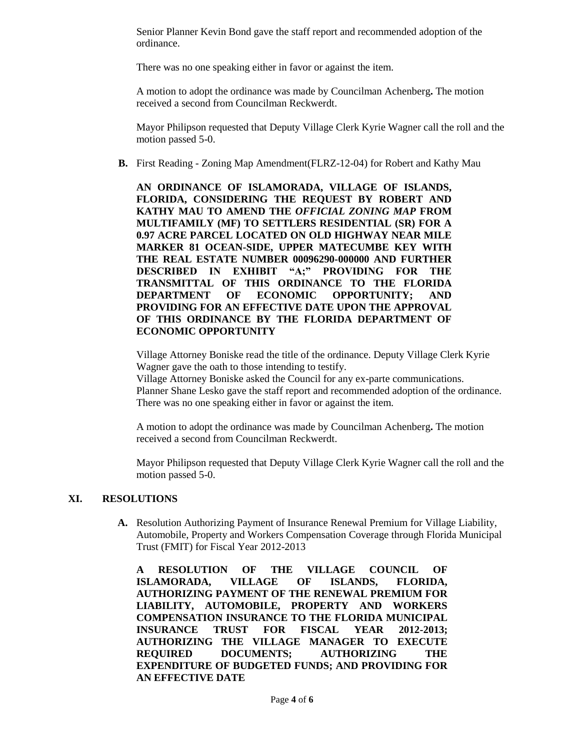Senior Planner Kevin Bond gave the staff report and recommended adoption of the ordinance.

There was no one speaking either in favor or against the item.

A motion to adopt the ordinance was made by Councilman Achenberg**.** The motion received a second from Councilman Reckwerdt.

Mayor Philipson requested that Deputy Village Clerk Kyrie Wagner call the roll and the motion passed 5-0.

**B.** First Reading - Zoning Map Amendment(FLRZ-12-04) for Robert and Kathy Mau

**AN ORDINANCE OF ISLAMORADA, VILLAGE OF ISLANDS, FLORIDA, CONSIDERING THE REQUEST BY ROBERT AND KATHY MAU TO AMEND THE *OFFICIAL ZONING MAP* FROM MULTIFAMILY (MF) TO SETTLERS RESIDENTIAL (SR) FOR A 0.97 ACRE PARCEL LOCATED ON OLD HIGHWAY NEAR MILE MARKER 81 OCEAN-SIDE, UPPER MATECUMBE KEY WITH THE REAL ESTATE NUMBER 00096290-000000 AND FURTHER DESCRIBED IN EXHIBIT "A;" PROVIDING FOR THE TRANSMITTAL OF THIS ORDINANCE TO THE FLORIDA DEPARTMENT OF ECONOMIC OPPORTUNITY; AND PROVIDING FOR AN EFFECTIVE DATE UPON THE APPROVAL OF THIS ORDINANCE BY THE FLORIDA DEPARTMENT OF ECONOMIC OPPORTUNITY**

Village Attorney Boniske read the title of the ordinance. Deputy Village Clerk Kyrie Wagner gave the oath to those intending to testify.
Village Attorney Boniske asked the Council for any ex-parte communications.
Planner Shane Lesko gave the staff report and recommended adoption of the ordinance.
There was no one speaking either in favor or against the item.

A motion to adopt the ordinance was made by Councilman Achenberg**.** The motion received a second from Councilman Reckwerdt.

Mayor Philipson requested that Deputy Village Clerk Kyrie Wagner call the roll and the motion passed 5-0.

## XI. RESOLUTIONS

**A.** Resolution Authorizing Payment of Insurance Renewal Premium for Village Liability, Automobile, Property and Workers Compensation Coverage through Florida Municipal Trust (FMIT) for Fiscal Year 2012-2013

**A RESOLUTION OF THE VILLAGE COUNCIL OF ISLAMORADA, VILLAGE OF ISLANDS, FLORIDA, AUTHORIZING PAYMENT OF THE RENEWAL PREMIUM FOR LIABILITY, AUTOMOBILE, PROPERTY AND WORKERS COMPENSATION INSURANCE TO THE FLORIDA MUNICIPAL INSURANCE TRUST FOR FISCAL YEAR 2012-2013; AUTHORIZING THE VILLAGE MANAGER TO EXECUTE REQUIRED DOCUMENTS; AUTHORIZING THE EXPENDITURE OF BUDGETED FUNDS; AND PROVIDING FOR AN EFFECTIVE DATE**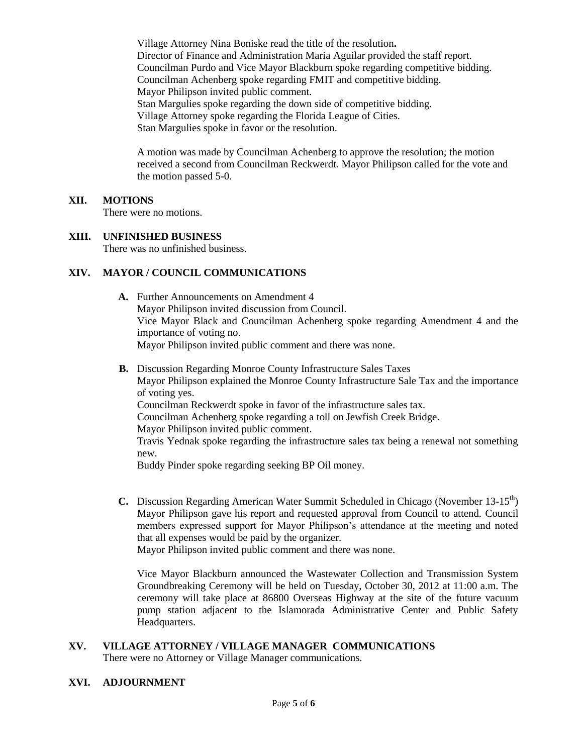Village Attorney Nina Boniske read the title of the resolution**.**
Director of Finance and Administration Maria Aguilar provided the staff report.
Councilman Purdo and Vice Mayor Blackburn spoke regarding competitive bidding.
Councilman Achenberg spoke regarding FMIT and competitive bidding.
Mayor Philipson invited public comment.
Stan Margulies spoke regarding the down side of competitive bidding.
Village Attorney spoke regarding the Florida League of Cities.
Stan Margulies spoke in favor or the resolution.

A motion was made by Councilman Achenberg to approve the resolution; the motion received a second from Councilman Reckwerdt. Mayor Philipson called for the vote and the motion passed 5-0.

## XII. MOTIONS

There were no motions.

## XIII. UNFINISHED BUSINESS

There was no unfinished business.

## XIV. MAYOR / COUNCIL COMMUNICATIONS

**A.** Further Announcements on Amendment 4
Mayor Philipson invited discussion from Council.
Vice Mayor Black and Councilman Achenberg spoke regarding Amendment 4 and the importance of voting no.
Mayor Philipson invited public comment and there was none.

**B.** Discussion Regarding Monroe County Infrastructure Sales Taxes
Mayor Philipson explained the Monroe County Infrastructure Sale Tax and the importance of voting yes.
Councilman Reckwerdt spoke in favor of the infrastructure sales tax.
Councilman Achenberg spoke regarding a toll on Jewfish Creek Bridge.
Mayor Philipson invited public comment.
Travis Yednak spoke regarding the infrastructure sales tax being a renewal not something new.
Buddy Pinder spoke regarding seeking BP Oil money.

**C.** Discussion Regarding American Water Summit Scheduled in Chicago (November 13-15th)
Mayor Philipson gave his report and requested approval from Council to attend. Council members expressed support for Mayor Philipson's attendance at the meeting and noted that all expenses would be paid by the organizer.
Mayor Philipson invited public comment and there was none.

Vice Mayor Blackburn announced the Wastewater Collection and Transmission System Groundbreaking Ceremony will be held on Tuesday, October 30, 2012 at 11:00 a.m. The ceremony will take place at 86800 Overseas Highway at the site of the future vacuum pump station adjacent to the Islamorada Administrative Center and Public Safety Headquarters.

## XV. VILLAGE ATTORNEY / VILLAGE MANAGER COMMUNICATIONS

There were no Attorney or Village Manager communications.

## XVI. ADJOURNMENT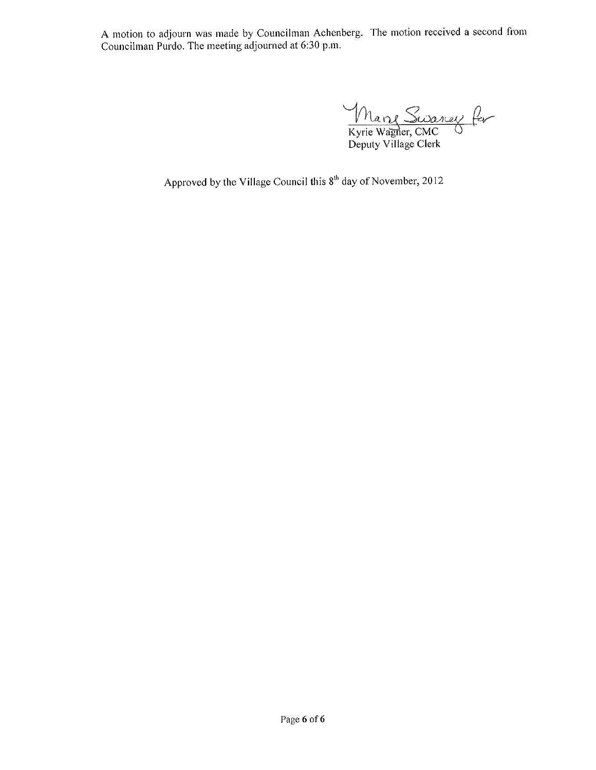A motion to adjourn was made by Councilman Achenberg. The motion received a second from Councilman Purdo. The meeting adjourned at 6:30 p.m.

Mary Swaney for
Kyrie Wagner, CMC
Deputy Village Clerk

Approved by the Village Council this 8th day of November, 2012